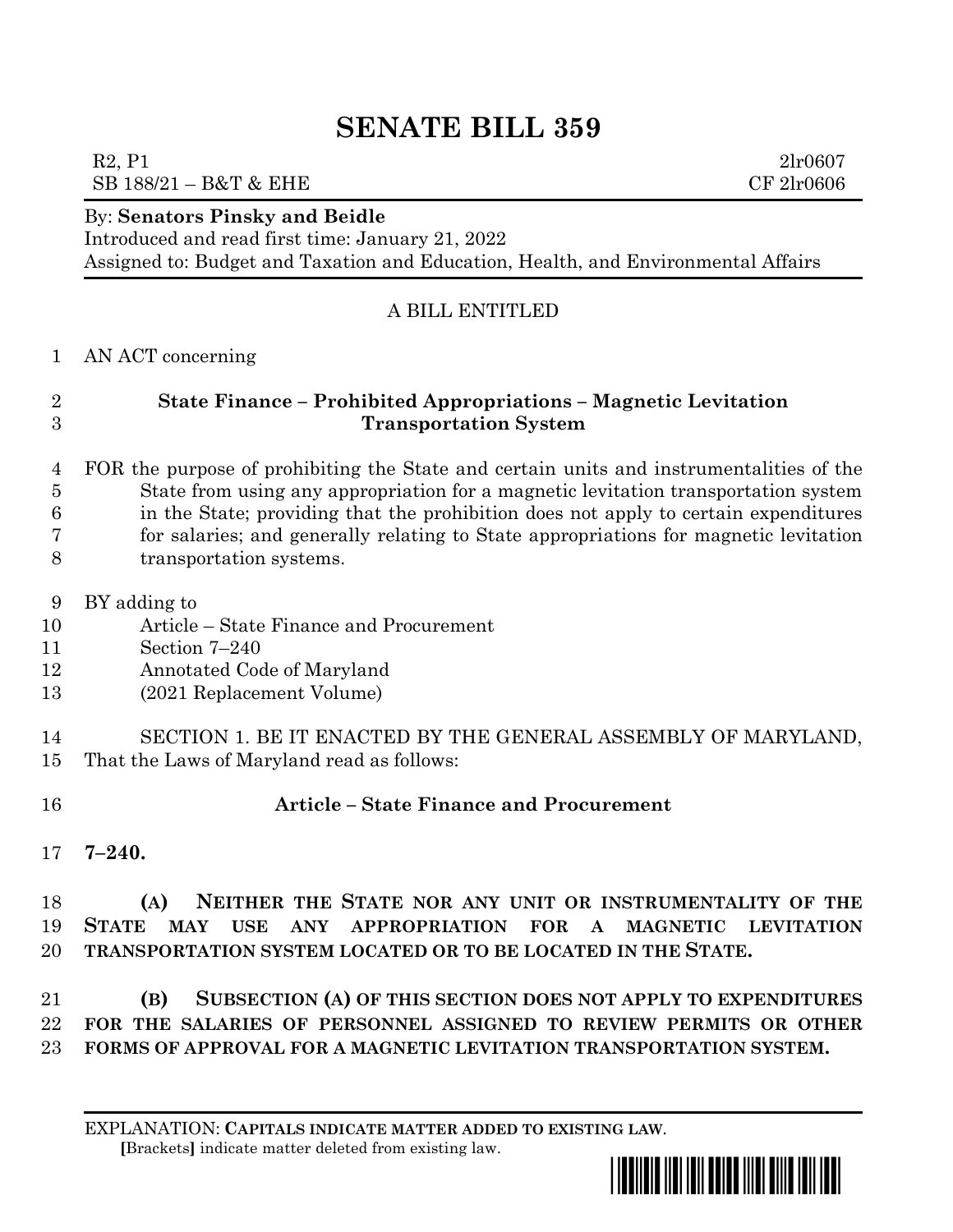# SENATE BILL 359

R2, P1 2lr0607
SB 188/21 – B&T & EHE CF 2lr0606

By: **Senators Pinsky and Beidle**
Introduced and read first time: January 21, 2022
Assigned to: Budget and Taxation and Education, Health, and Environmental Affairs

A BILL ENTITLED

AN ACT concerning

**State Finance – Prohibited Appropriations – Magnetic Levitation Transportation System**

FOR the purpose of prohibiting the State and certain units and instrumentalities of the State from using any appropriation for a magnetic levitation transportation system in the State; providing that the prohibition does not apply to certain expenditures for salaries; and generally relating to State appropriations for magnetic levitation transportation systems.

BY adding to
Article – State Finance and Procurement
Section 7–240
Annotated Code of Maryland
(2021 Replacement Volume)

SECTION 1. BE IT ENACTED BY THE GENERAL ASSEMBLY OF MARYLAND, That the Laws of Maryland read as follows:

**Article – State Finance and Procurement**

**7–240.**

**(A) NEITHER THE STATE NOR ANY UNIT OR INSTRUMENTALITY OF THE STATE MAY USE ANY APPROPRIATION FOR A MAGNETIC LEVITATION TRANSPORTATION SYSTEM LOCATED OR TO BE LOCATED IN THE STATE.**

**(B) SUBSECTION (A) OF THIS SECTION DOES NOT APPLY TO EXPENDITURES FOR THE SALARIES OF PERSONNEL ASSIGNED TO REVIEW PERMITS OR OTHER FORMS OF APPROVAL FOR A MAGNETIC LEVITATION TRANSPORTATION SYSTEM.**

EXPLANATION: **CAPITALS INDICATE MATTER ADDED TO EXISTING LAW**.
[Brackets] indicate matter deleted from existing law.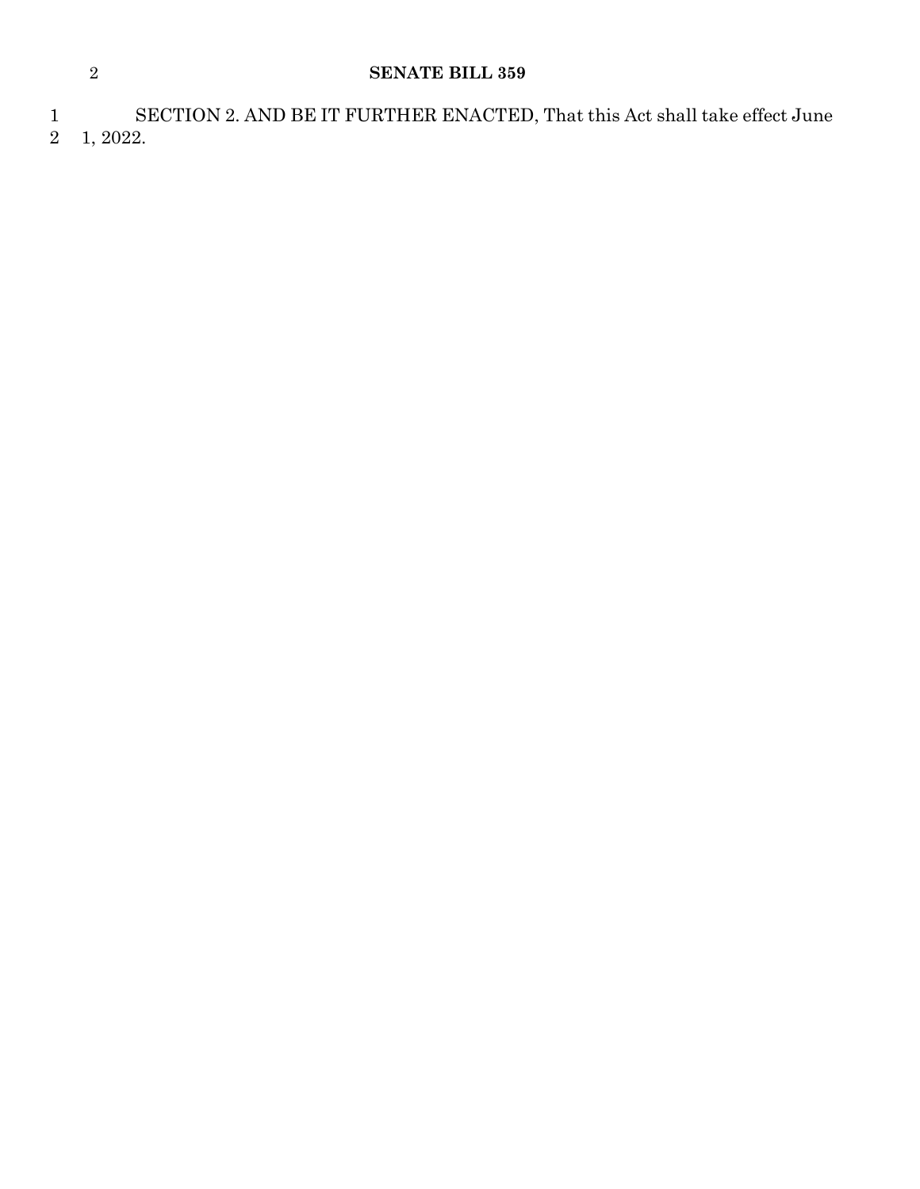SECTION 2. AND BE IT FURTHER ENACTED, That this Act shall take effect June 1, 2022.